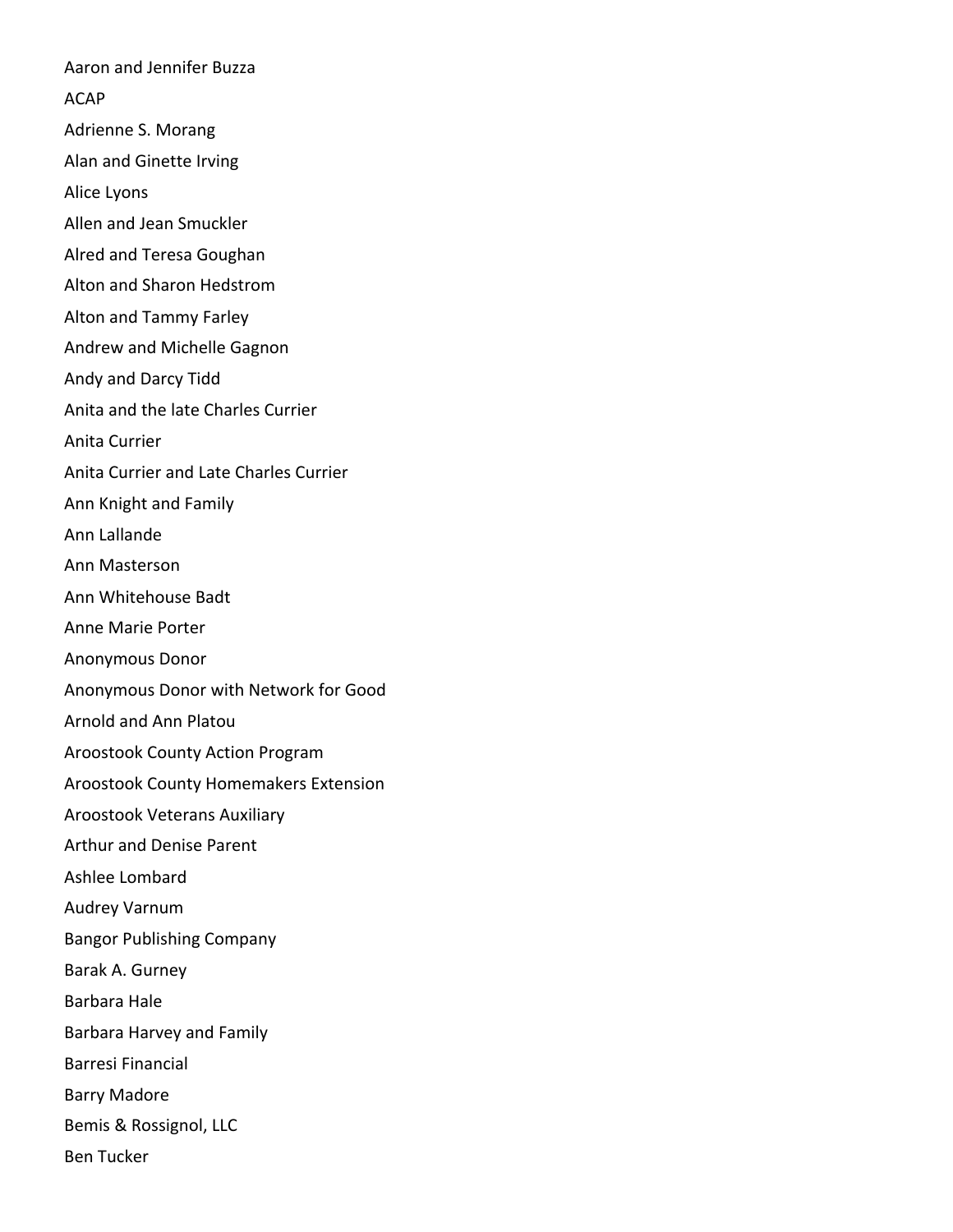Aaron and Jennifer Buzza

ACAP

Adrienne S. Morang

Alan and Ginette Irving

Alice Lyons

Allen and Jean Smuckler

Alred and Teresa Goughan

Alton and Sharon Hedstrom

Alton and Tammy Farley

Andrew and Michelle Gagnon

Andy and Darcy Tidd

Anita and the late Charles Currier

Anita Currier

Anita Currier and Late Charles Currier

Ann Knight and Family

Ann Lallande

Ann Masterson

Ann Whitehouse Badt

Anne Marie Porter

Anonymous Donor

Anonymous Donor with Network for Good

Arnold and Ann Platou

Aroostook County Action Program

Aroostook County Homemakers Extension

Aroostook Veterans Auxiliary

Arthur and Denise Parent

Ashlee Lombard

Audrey Varnum

Bangor Publishing Company

Barak A. Gurney

Barbara Hale

Barbara Harvey and Family

Barresi Financial

Barry Madore

Bemis & Rossignol, LLC

Ben Tucker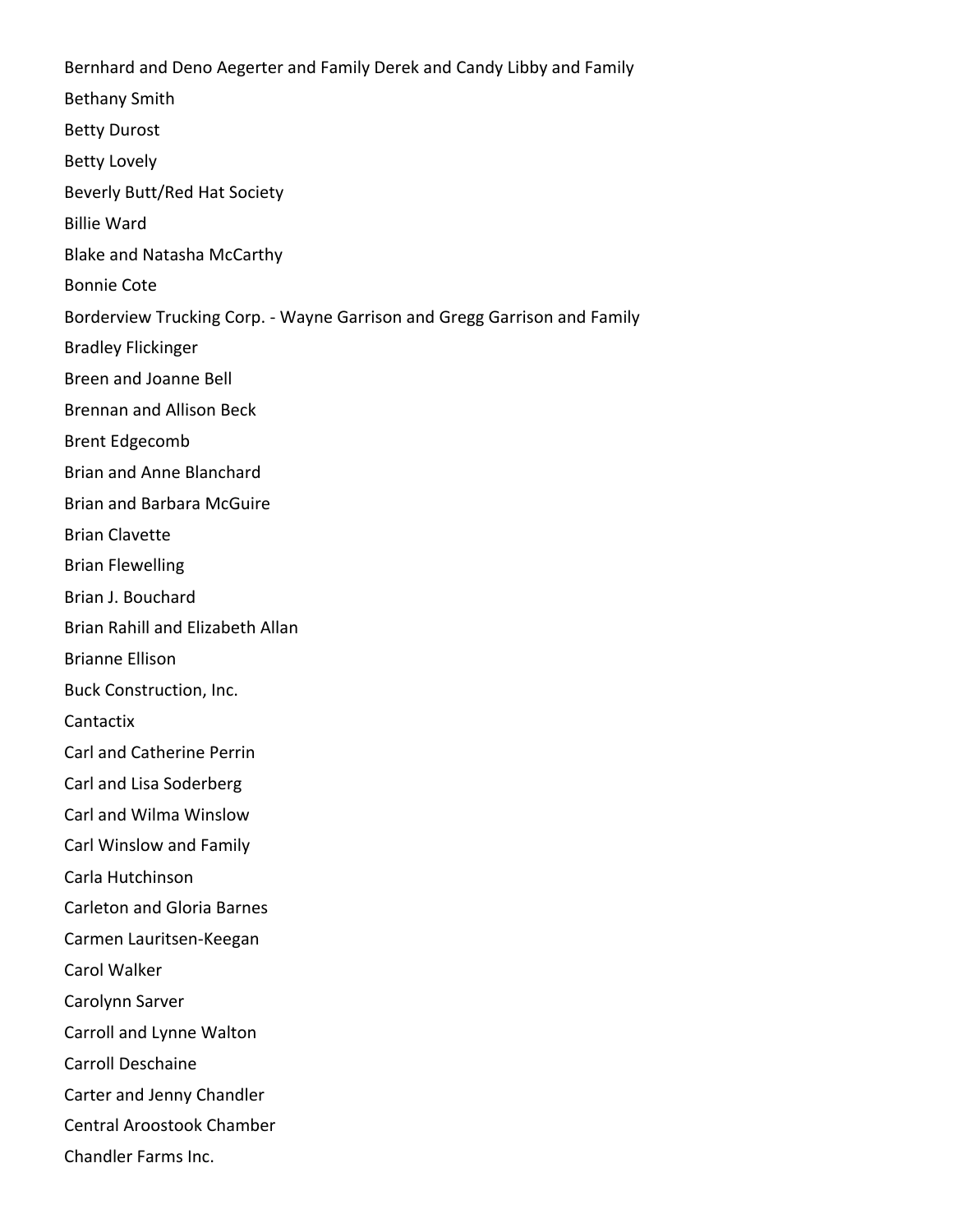Bernhard and Deno Aegerter and Family Derek and Candy Libby and Family

Bethany Smith

Betty Durost

Betty Lovely

Beverly Butt/Red Hat Society

Billie Ward

Blake and Natasha McCarthy

Bonnie Cote

Borderview Trucking Corp. - Wayne Garrison and Gregg Garrison and Family

Bradley Flickinger

Breen and Joanne Bell

Brennan and Allison Beck

Brent Edgecomb

Brian and Anne Blanchard

Brian and Barbara McGuire

Brian Clavette

Brian Flewelling

Brian J. Bouchard

Brian Rahill and Elizabeth Allan

Brianne Ellison

Buck Construction, Inc.

Cantactix

Carl and Catherine Perrin

Carl and Lisa Soderberg

Carl and Wilma Winslow

Carl Winslow and Family

Carla Hutchinson

Carleton and Gloria Barnes

Carmen Lauritsen-Keegan

Carol Walker

Carolynn Sarver

Carroll and Lynne Walton

Carroll Deschaine

Carter and Jenny Chandler

Central Aroostook Chamber

Chandler Farms Inc.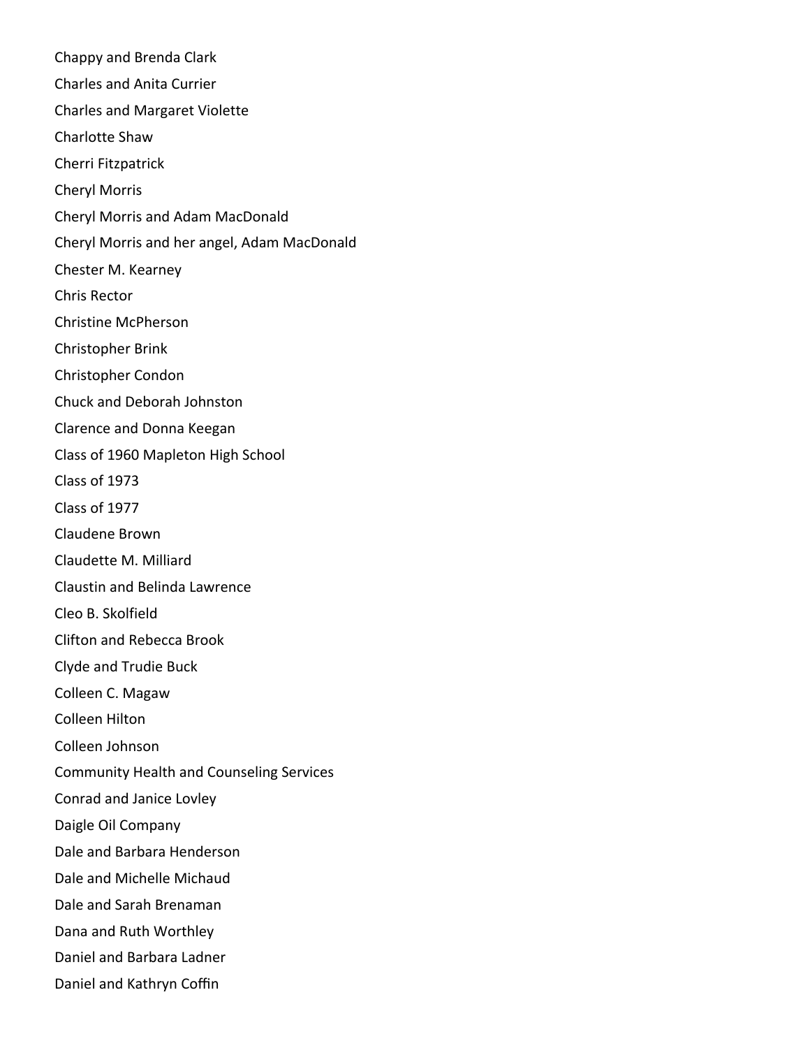Chappy and Brenda Clark

Charles and Anita Currier

Charles and Margaret Violette

Charlotte Shaw

Cherri Fitzpatrick

Cheryl Morris

Cheryl Morris and Adam MacDonald

Cheryl Morris and her angel, Adam MacDonald

Chester M. Kearney

Chris Rector

Christine McPherson

Christopher Brink

Christopher Condon

Chuck and Deborah Johnston

Clarence and Donna Keegan

Class of 1960 Mapleton High School

Class of 1973

Class of 1977

Claudene Brown

Claudette M. Milliard

Claustin and Belinda Lawrence

Cleo B. Skolfield

Clifton and Rebecca Brook

Clyde and Trudie Buck

Colleen C. Magaw

Colleen Hilton

Colleen Johnson

Community Health and Counseling Services

Conrad and Janice Lovley

Daigle Oil Company

Dale and Barbara Henderson

Dale and Michelle Michaud

Dale and Sarah Brenaman

Dana and Ruth Worthley

Daniel and Barbara Ladner

Daniel and Kathryn Coffin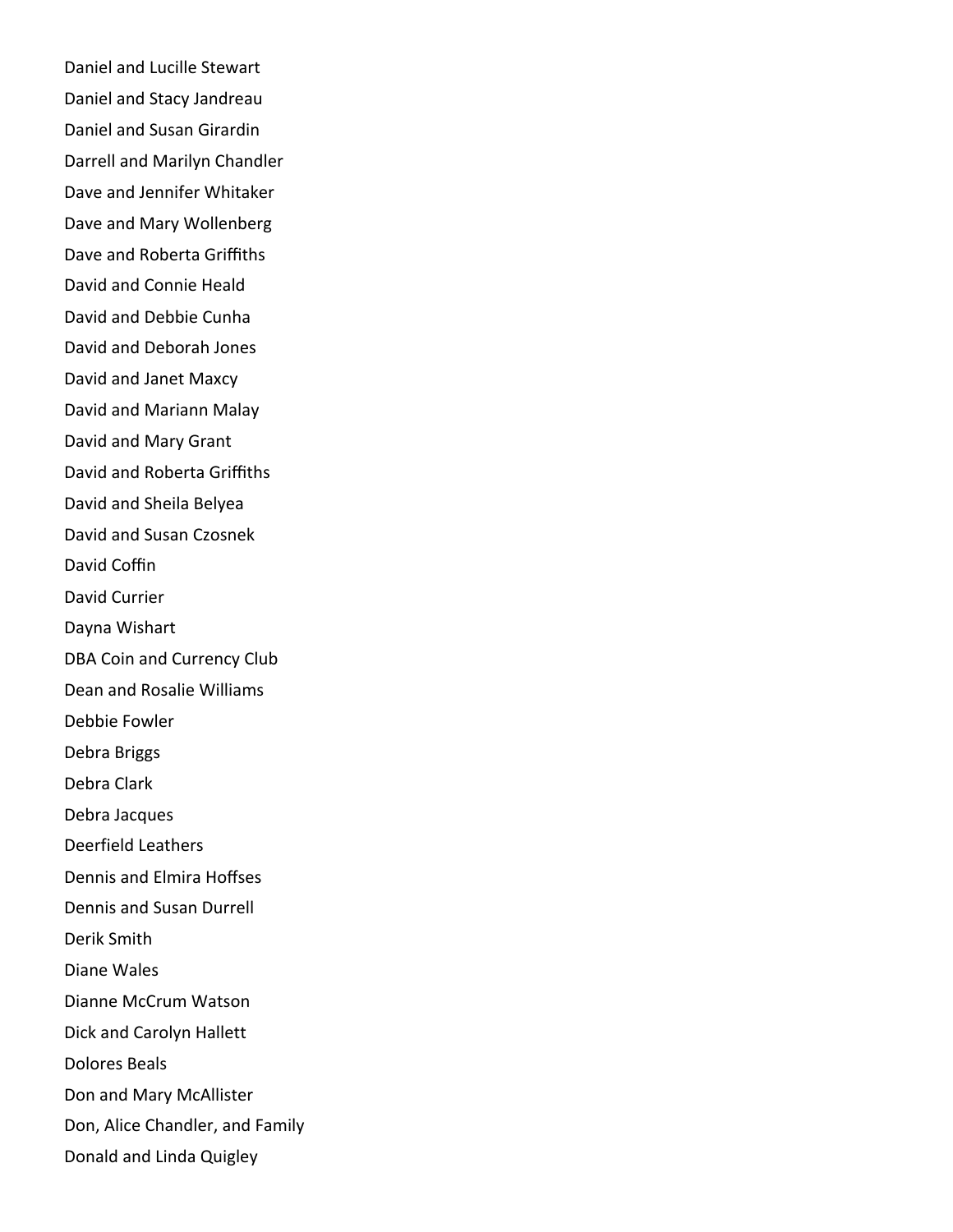Daniel and Lucille Stewart

Daniel and Stacy Jandreau

Daniel and Susan Girardin

Darrell and Marilyn Chandler

Dave and Jennifer Whitaker

Dave and Mary Wollenberg

Dave and Roberta Griffiths

David and Connie Heald

David and Debbie Cunha

David and Deborah Jones

David and Janet Maxcy

David and Mariann Malay

David and Mary Grant

David and Roberta Griffiths

David and Sheila Belyea

David and Susan Czosnek

David Coffin

David Currier

Dayna Wishart

DBA Coin and Currency Club

Dean and Rosalie Williams

Debbie Fowler

Debra Briggs

Debra Clark

Debra Jacques

Deerfield Leathers

Dennis and Elmira Hoffses

Dennis and Susan Durrell

Derik Smith

Diane Wales

Dianne McCrum Watson

Dick and Carolyn Hallett

Dolores Beals

Don and Mary McAllister

Don, Alice Chandler, and Family

Donald and Linda Quigley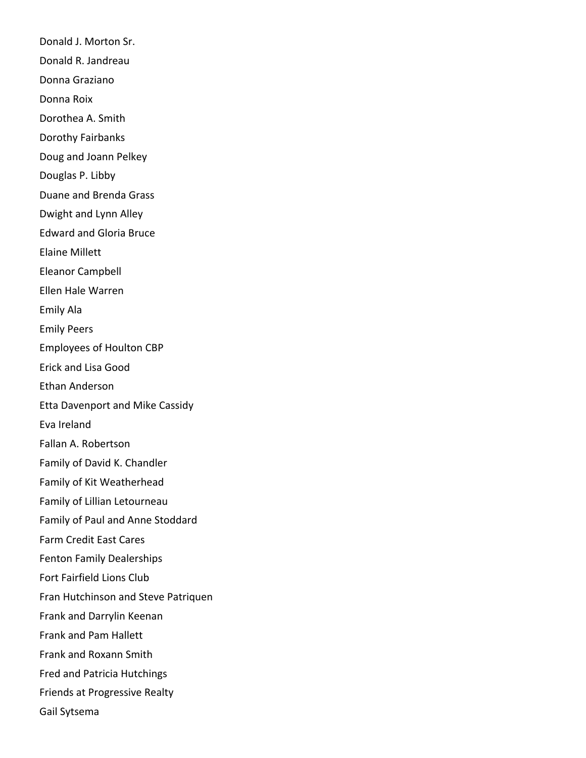Donald J. Morton Sr.

Donald R. Jandreau

Donna Graziano

Donna Roix

Dorothea A. Smith

Dorothy Fairbanks

Doug and Joann Pelkey

Douglas P. Libby

Duane and Brenda Grass

Dwight and Lynn Alley

Edward and Gloria Bruce

Elaine Millett

Eleanor Campbell

Ellen Hale Warren

Emily Ala

Emily Peers

Employees of Houlton CBP

Erick and Lisa Good

Ethan Anderson

Etta Davenport and Mike Cassidy

Eva Ireland

Fallan A. Robertson

Family of David K. Chandler

Family of Kit Weatherhead

Family of Lillian Letourneau

Family of Paul and Anne Stoddard

Farm Credit East Cares

Fenton Family Dealerships

Fort Fairfield Lions Club

Fran Hutchinson and Steve Patriquen

Frank and Darrylin Keenan

Frank and Pam Hallett

Frank and Roxann Smith

Fred and Patricia Hutchings

Friends at Progressive Realty

Gail Sytsema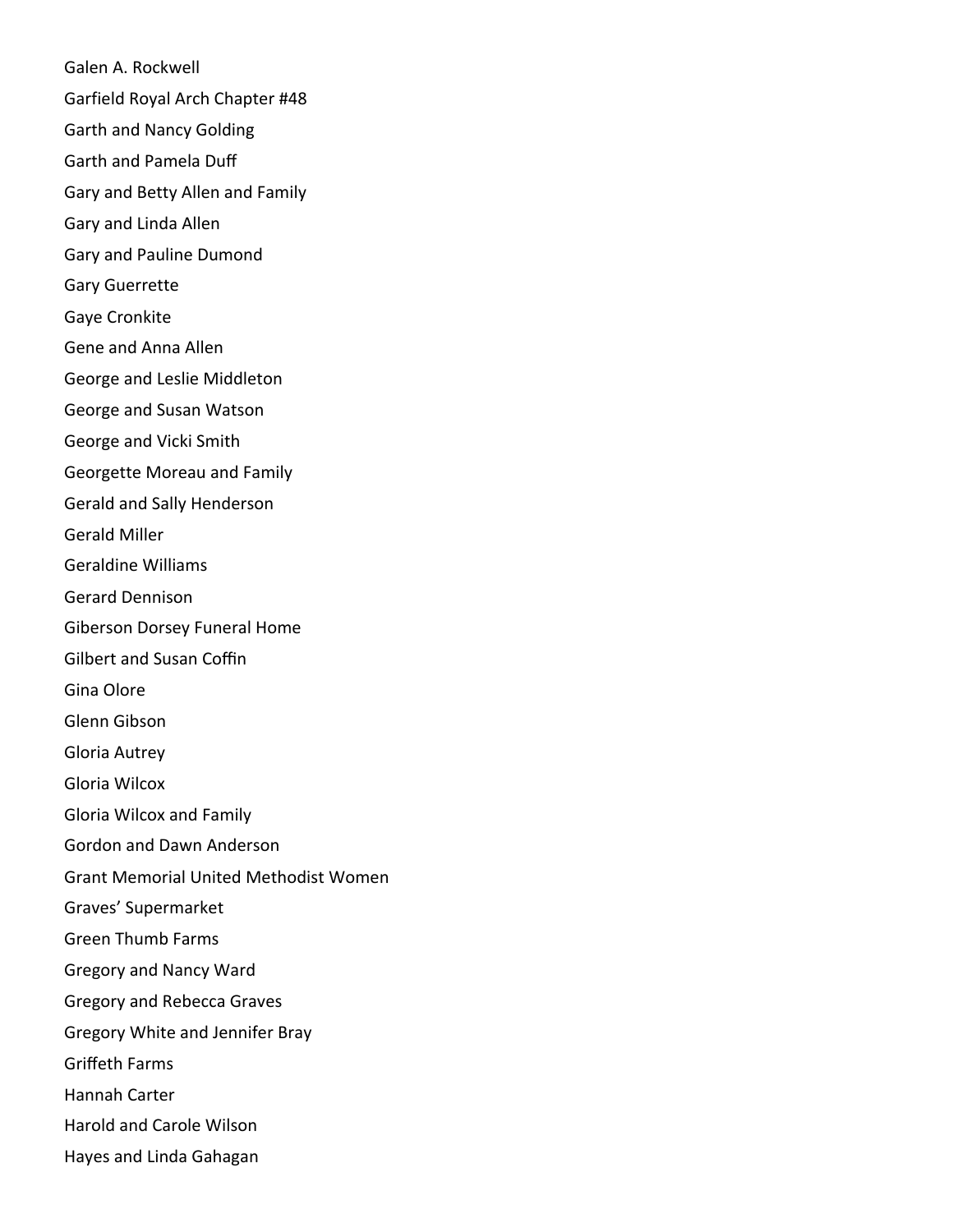Galen A. Rockwell

Garfield Royal Arch Chapter #48

Garth and Nancy Golding

Garth and Pamela Duff

Gary and Betty Allen and Family

Gary and Linda Allen

Gary and Pauline Dumond

Gary Guerrette

Gaye Cronkite

Gene and Anna Allen

George and Leslie Middleton

George and Susan Watson

George and Vicki Smith

Georgette Moreau and Family

Gerald and Sally Henderson

Gerald Miller

Geraldine Williams

Gerard Dennison

Giberson Dorsey Funeral Home

Gilbert and Susan Coffin

Gina Olore

Glenn Gibson

Gloria Autrey

Gloria Wilcox

Gloria Wilcox and Family

Gordon and Dawn Anderson

Grant Memorial United Methodist Women

Graves' Supermarket

Green Thumb Farms

Gregory and Nancy Ward

Gregory and Rebecca Graves

Gregory White and Jennifer Bray

Griffeth Farms

Hannah Carter

Harold and Carole Wilson

Hayes and Linda Gahagan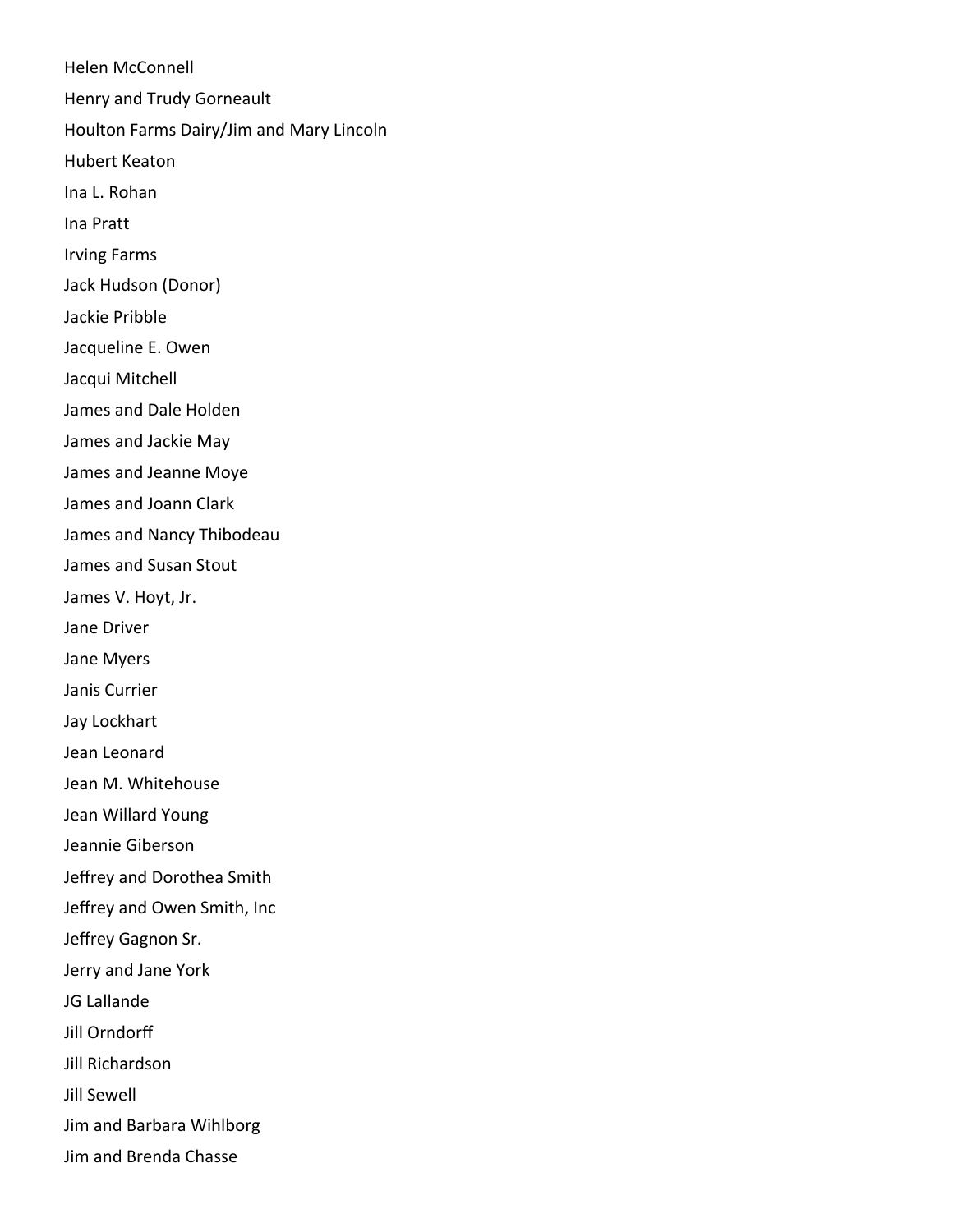Helen McConnell

Henry and Trudy Gorneault

Houlton Farms Dairy/Jim and Mary Lincoln

Hubert Keaton

Ina L. Rohan

Ina Pratt

Irving Farms

Jack Hudson (Donor)

Jackie Pribble

Jacqueline E. Owen

Jacqui Mitchell

James and Dale Holden

James and Jackie May

James and Jeanne Moye

James and Joann Clark

James and Nancy Thibodeau

James and Susan Stout

James V. Hoyt, Jr.

Jane Driver

Jane Myers

Janis Currier

Jay Lockhart

Jean Leonard

Jean M. Whitehouse

Jean Willard Young

Jeannie Giberson

Jeffrey and Dorothea Smith

Jeffrey and Owen Smith, Inc

Jeffrey Gagnon Sr.

Jerry and Jane York

JG Lallande

Jill Orndorff

Jill Richardson

Jill Sewell

Jim and Barbara Wihlborg

Jim and Brenda Chasse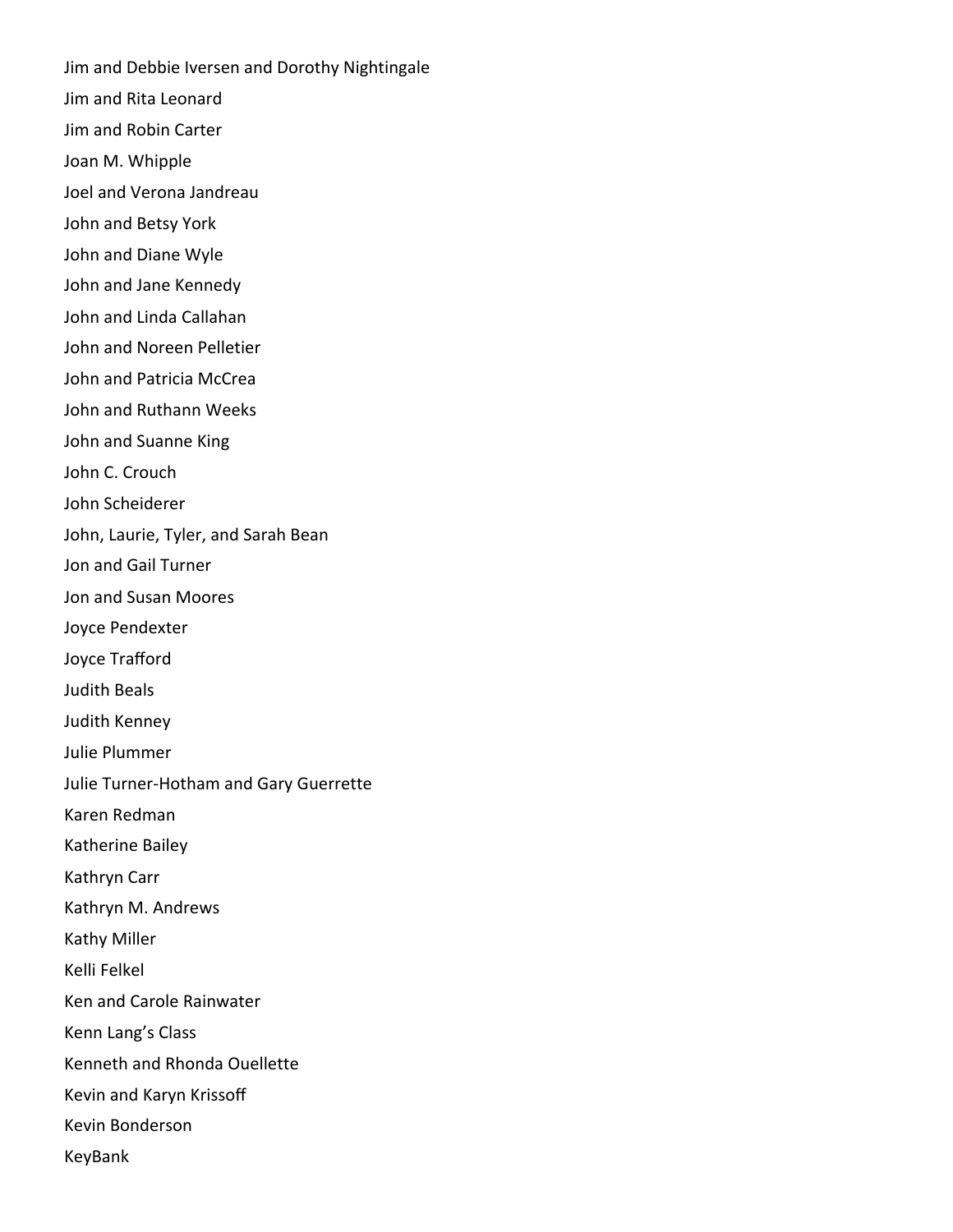Jim and Debbie Iversen and Dorothy Nightingale

Jim and Rita Leonard

Jim and Robin Carter

Joan M. Whipple

Joel and Verona Jandreau

John and Betsy York

John and Diane Wyle

John and Jane Kennedy

John and Linda Callahan

John and Noreen Pelletier

John and Patricia McCrea

John and Ruthann Weeks

John and Suanne King

John C. Crouch

John Scheiderer

John, Laurie, Tyler, and Sarah Bean

Jon and Gail Turner

Jon and Susan Moores

Joyce Pendexter

Joyce Trafford

Judith Beals

Judith Kenney

Julie Plummer

Julie Turner-Hotham and Gary Guerrette

Karen Redman

Katherine Bailey

Kathryn Carr

Kathryn M. Andrews

Kathy Miller

Kelli Felkel

Ken and Carole Rainwater

Kenn Lang's Class

Kenneth and Rhonda Ouellette

Kevin and Karyn Krissoff

Kevin Bonderson

KeyBank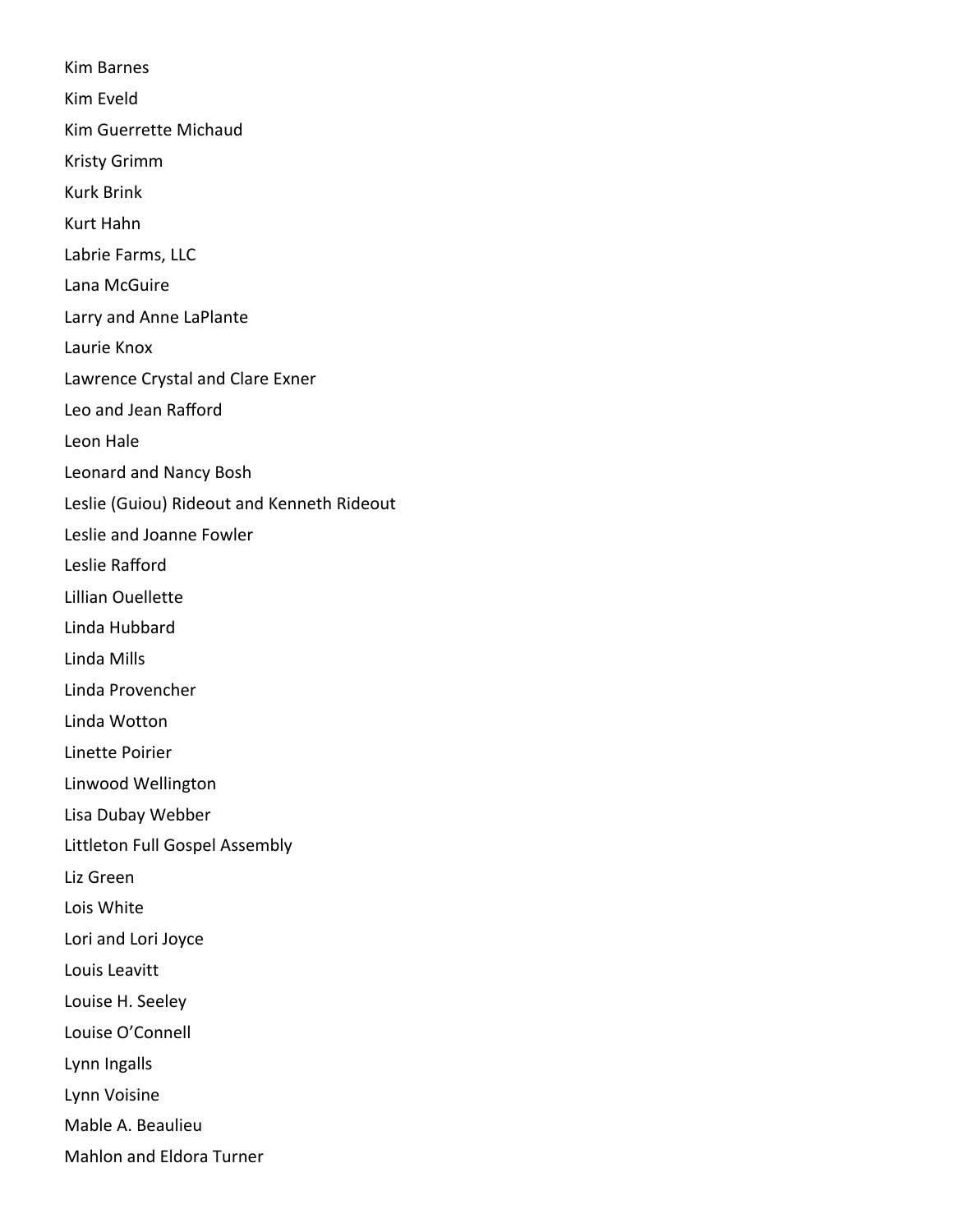Kim Barnes

Kim Eveld

Kim Guerrette Michaud

Kristy Grimm

Kurk Brink

Kurt Hahn

Labrie Farms, LLC

Lana McGuire

Larry and Anne LaPlante

Laurie Knox

Lawrence Crystal and Clare Exner

Leo and Jean Rafford

Leon Hale

Leonard and Nancy Bosh

Leslie (Guiou) Rideout and Kenneth Rideout

Leslie and Joanne Fowler

Leslie Rafford

Lillian Ouellette

Linda Hubbard

Linda Mills

Linda Provencher

Linda Wotton

Linette Poirier

Linwood Wellington

Lisa Dubay Webber

Littleton Full Gospel Assembly

Liz Green

Lois White

Lori and Lori Joyce

Louis Leavitt

Louise H. Seeley

Louise O'Connell

Lynn Ingalls

Lynn Voisine

Mable A. Beaulieu

Mahlon and Eldora Turner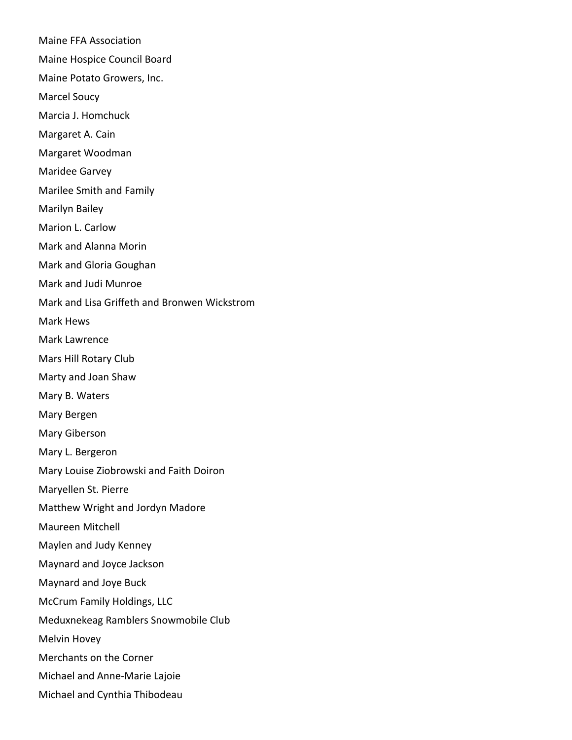Maine FFA Association

Maine Hospice Council Board

Maine Potato Growers, Inc.

Marcel Soucy

Marcia J. Homchuck

Margaret A. Cain

Margaret Woodman

Maridee Garvey

Marilee Smith and Family

Marilyn Bailey

Marion L. Carlow

Mark and Alanna Morin

Mark and Gloria Goughan

Mark and Judi Munroe

Mark and Lisa Griffeth and Bronwen Wickstrom

Mark Hews

Mark Lawrence

Mars Hill Rotary Club

Marty and Joan Shaw

Mary B. Waters

Mary Bergen

Mary Giberson

Mary L. Bergeron

Mary Louise Ziobrowski and Faith Doiron

Maryellen St. Pierre

Matthew Wright and Jordyn Madore

Maureen Mitchell

Maylen and Judy Kenney

Maynard and Joyce Jackson

Maynard and Joye Buck

McCrum Family Holdings, LLC

Meduxnekeag Ramblers Snowmobile Club

Melvin Hovey

Merchants on the Corner

Michael and Anne-Marie Lajoie

Michael and Cynthia Thibodeau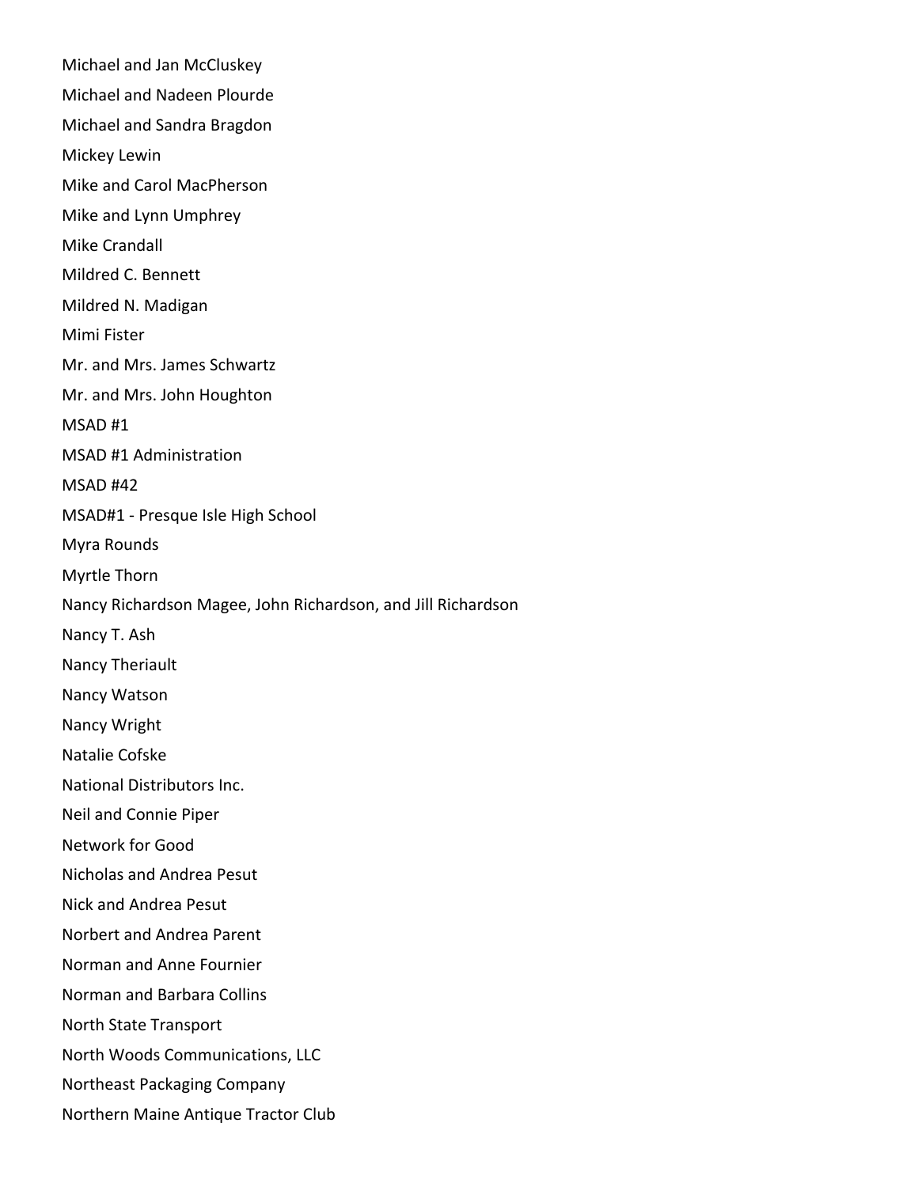Michael and Jan McCluskey

Michael and Nadeen Plourde

Michael and Sandra Bragdon

Mickey Lewin

Mike and Carol MacPherson

Mike and Lynn Umphrey

Mike Crandall

Mildred C. Bennett

Mildred N. Madigan

Mimi Fister

Mr. and Mrs. James Schwartz

Mr. and Mrs. John Houghton

MSAD #1

MSAD #1 Administration

MSAD #42

MSAD#1 - Presque Isle High School

Myra Rounds

Myrtle Thorn

Nancy Richardson Magee, John Richardson, and Jill Richardson

Nancy T. Ash

Nancy Theriault

Nancy Watson

Nancy Wright

Natalie Cofske

National Distributors Inc.

Neil and Connie Piper

Network for Good

Nicholas and Andrea Pesut

Nick and Andrea Pesut

Norbert and Andrea Parent

Norman and Anne Fournier

Norman and Barbara Collins

North State Transport

North Woods Communications, LLC

Northeast Packaging Company

Northern Maine Antique Tractor Club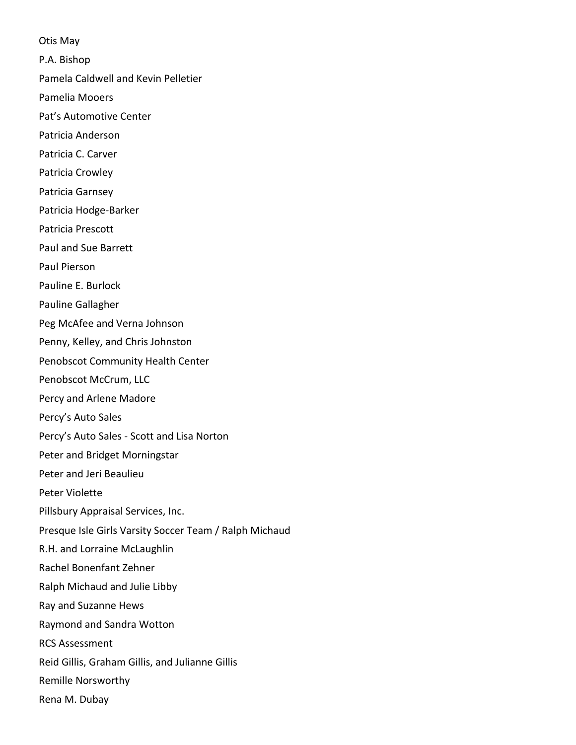Otis May

P.A. Bishop

Pamela Caldwell and Kevin Pelletier

Pamelia Mooers

Pat’s Automotive Center

Patricia Anderson

Patricia C. Carver

Patricia Crowley

Patricia Garnsey

Patricia Hodge-Barker

Patricia Prescott

Paul and Sue Barrett

Paul Pierson

Pauline E. Burlock

Pauline Gallagher

Peg McAfee and Verna Johnson

Penny, Kelley, and Chris Johnston

Penobscot Community Health Center

Penobscot McCrum, LLC

Percy and Arlene Madore

Percy’s Auto Sales

Percy’s Auto Sales - Scott and Lisa Norton

Peter and Bridget Morningstar

Peter and Jeri Beaulieu

Peter Violette

Pillsbury Appraisal Services, Inc.

Presque Isle Girls Varsity Soccer Team / Ralph Michaud

R.H. and Lorraine McLaughlin

Rachel Bonenfant Zehner

Ralph Michaud and Julie Libby

Ray and Suzanne Hews

Raymond and Sandra Wotton

RCS Assessment

Reid Gillis, Graham Gillis, and Julianne Gillis

Remille Norsworthy

Rena M. Dubay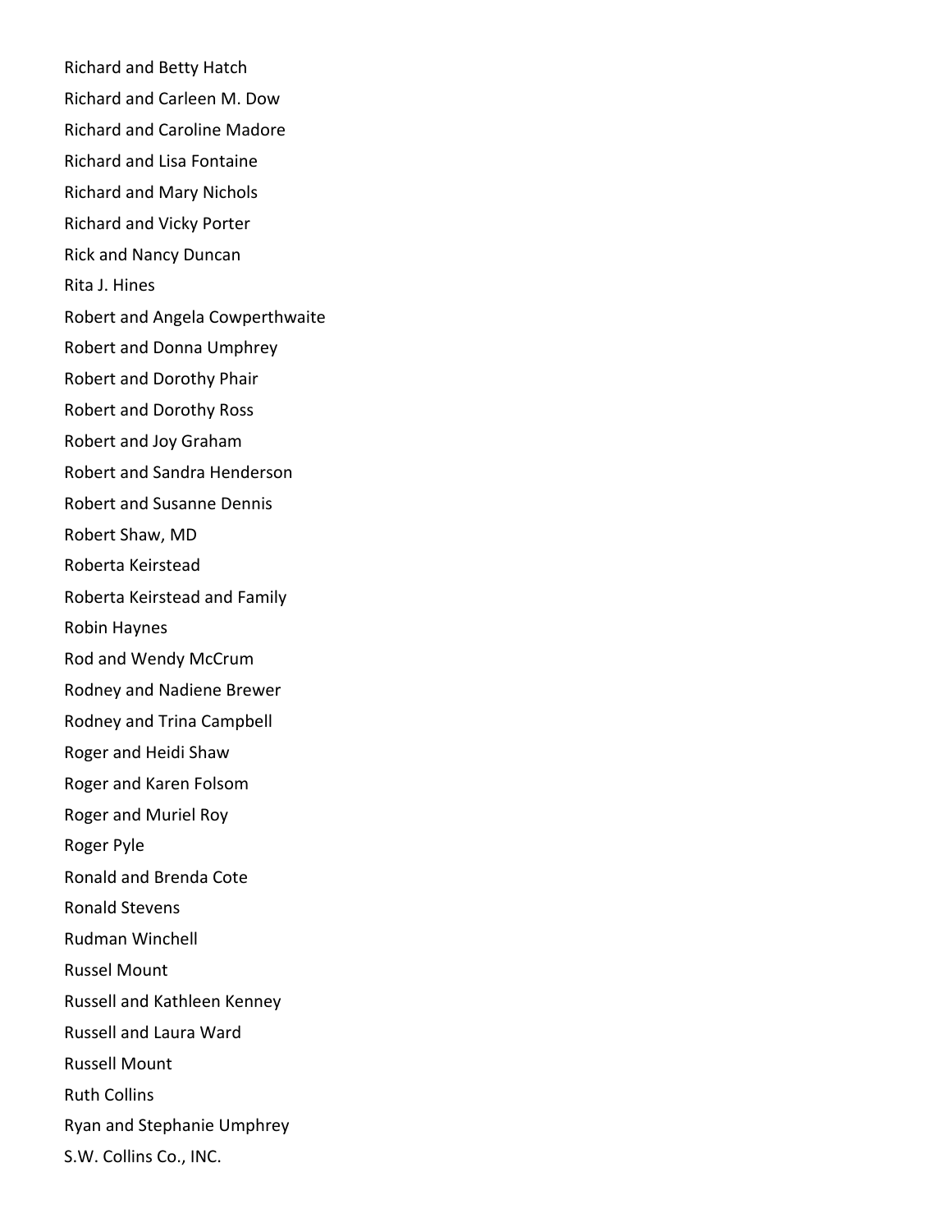Richard and Betty Hatch

Richard and Carleen M. Dow

Richard and Caroline Madore

Richard and Lisa Fontaine

Richard and Mary Nichols

Richard and Vicky Porter

Rick and Nancy Duncan

Rita J. Hines

Robert and Angela Cowperthwaite

Robert and Donna Umphrey

Robert and Dorothy Phair

Robert and Dorothy Ross

Robert and Joy Graham

Robert and Sandra Henderson

Robert and Susanne Dennis

Robert Shaw, MD

Roberta Keirstead

Roberta Keirstead and Family

Robin Haynes

Rod and Wendy McCrum

Rodney and Nadiene Brewer

Rodney and Trina Campbell

Roger and Heidi Shaw

Roger and Karen Folsom

Roger and Muriel Roy

Roger Pyle

Ronald and Brenda Cote

Ronald Stevens

Rudman Winchell

Russel Mount

Russell and Kathleen Kenney

Russell and Laura Ward

Russell Mount

Ruth Collins

Ryan and Stephanie Umphrey

S.W. Collins Co., INC.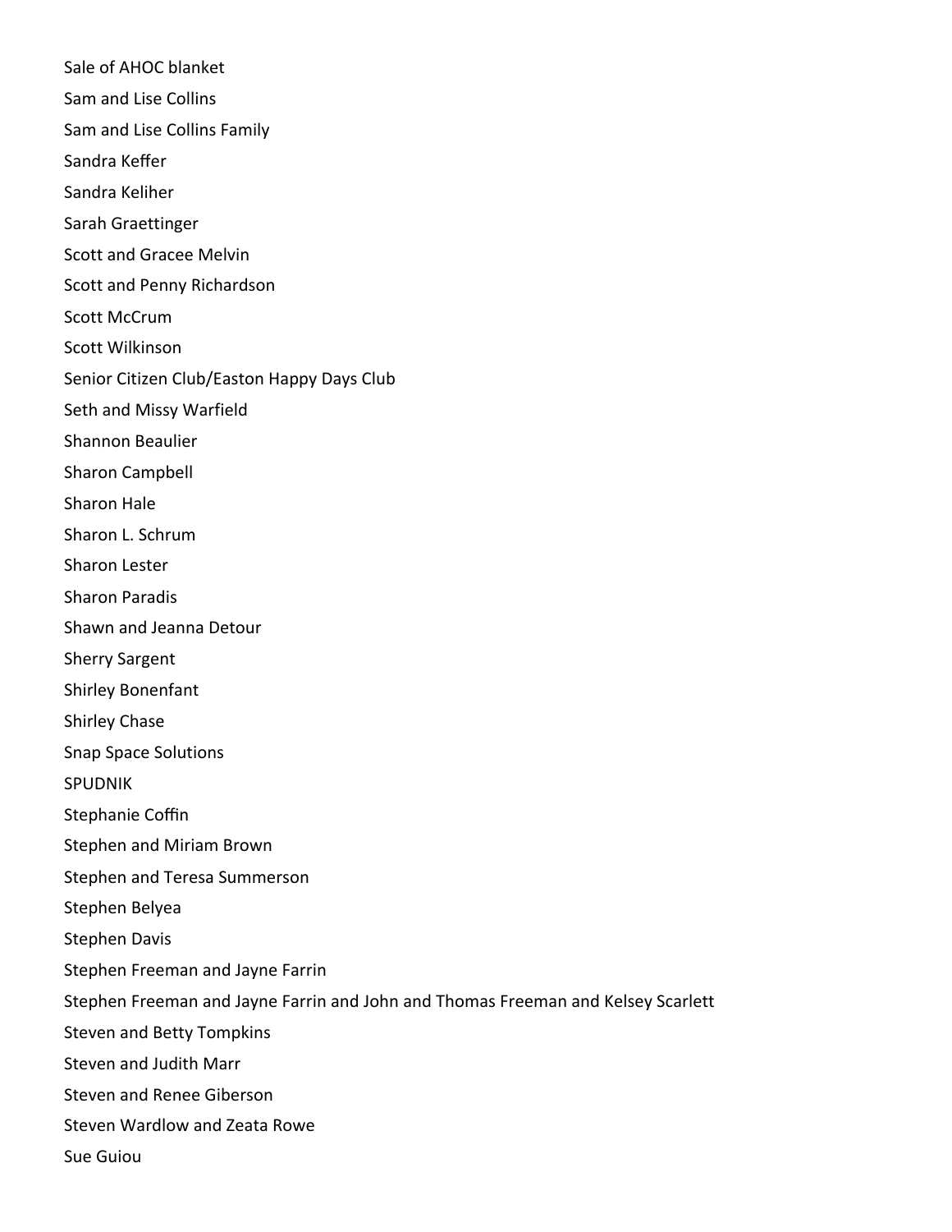Sale of AHOC blanket

Sam and Lise Collins

Sam and Lise Collins Family

Sandra Keffer

Sandra Keliher

Sarah Graettinger

Scott and Gracee Melvin

Scott and Penny Richardson

Scott McCrum

Scott Wilkinson

Senior Citizen Club/Easton Happy Days Club

Seth and Missy Warfield

Shannon Beaulier

Sharon Campbell

Sharon Hale

Sharon L. Schrum

Sharon Lester

Sharon Paradis

Shawn and Jeanna Detour

Sherry Sargent

Shirley Bonenfant

Shirley Chase

Snap Space Solutions

SPUDNIK

Stephanie Coffin

Stephen and Miriam Brown

Stephen and Teresa Summerson

Stephen Belyea

Stephen Davis

Stephen Freeman and Jayne Farrin

Stephen Freeman and Jayne Farrin and John and Thomas Freeman and Kelsey Scarlett

Steven and Betty Tompkins

Steven and Judith Marr

Steven and Renee Giberson

Steven Wardlow and Zeata Rowe

Sue Guiou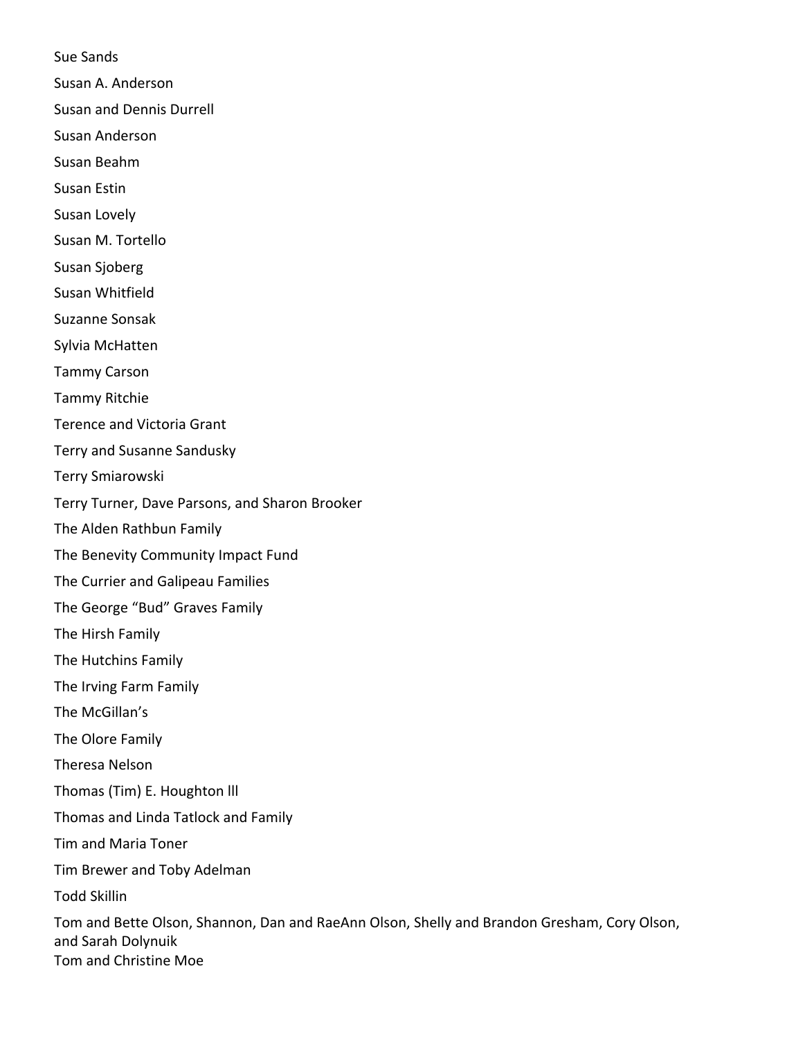Sue Sands

Susan A. Anderson

Susan and Dennis Durrell

Susan Anderson

Susan Beahm

Susan Estin

Susan Lovely

Susan M. Tortello

Susan Sjoberg

Susan Whitfield

Suzanne Sonsak

Sylvia McHatten

Tammy Carson

Tammy Ritchie

Terence and Victoria Grant

Terry and Susanne Sandusky

Terry Smiarowski

Terry Turner, Dave Parsons, and Sharon Brooker

The Alden Rathbun Family

The Benevity Community Impact Fund

The Currier and Galipeau Families

The George “Bud” Graves Family

The Hirsh Family

The Hutchins Family

The Irving Farm Family

The McGillan’s

The Olore Family

Theresa Nelson

Thomas (Tim) E. Houghton lll

Thomas and Linda Tatlock and Family

Tim and Maria Toner

Tim Brewer and Toby Adelman

Todd Skillin

Tom and Bette Olson, Shannon, Dan and RaeAnn Olson, Shelly and Brandon Gresham, Cory Olson, and Sarah Dolynuik

Tom and Christine Moe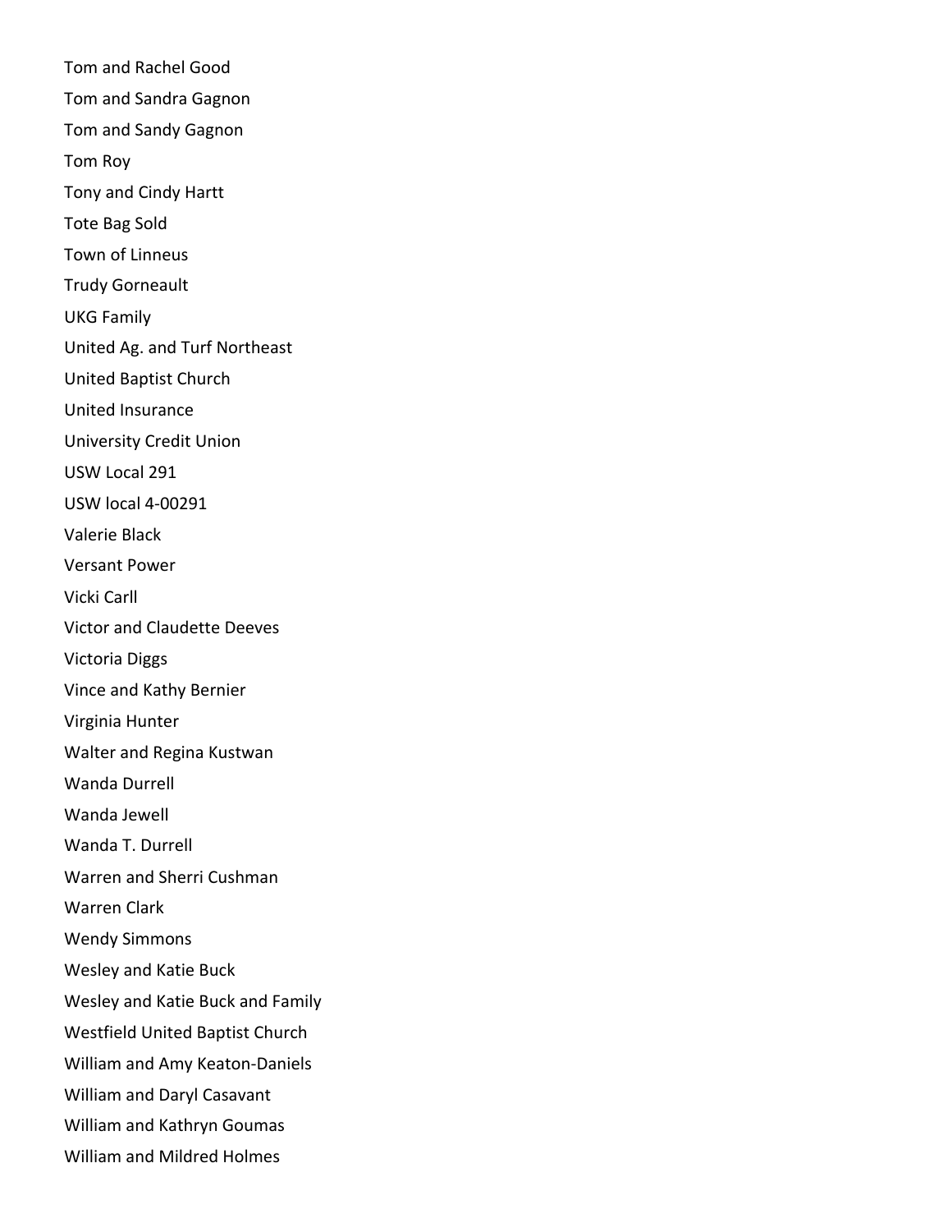Tom and Rachel Good

Tom and Sandra Gagnon

Tom and Sandy Gagnon

Tom Roy

Tony and Cindy Hartt

Tote Bag Sold

Town of Linneus

Trudy Gorneault

UKG Family

United Ag. and Turf Northeast

United Baptist Church

United Insurance

University Credit Union

USW Local 291

USW local 4-00291

Valerie Black

Versant Power

Vicki Carll

Victor and Claudette Deeves

Victoria Diggs

Vince and Kathy Bernier

Virginia Hunter

Walter and Regina Kustwan

Wanda Durrell

Wanda Jewell

Wanda T. Durrell

Warren and Sherri Cushman

Warren Clark

Wendy Simmons

Wesley and Katie Buck

Wesley and Katie Buck and Family

Westfield United Baptist Church

William and Amy Keaton-Daniels

William and Daryl Casavant

William and Kathryn Goumas

William and Mildred Holmes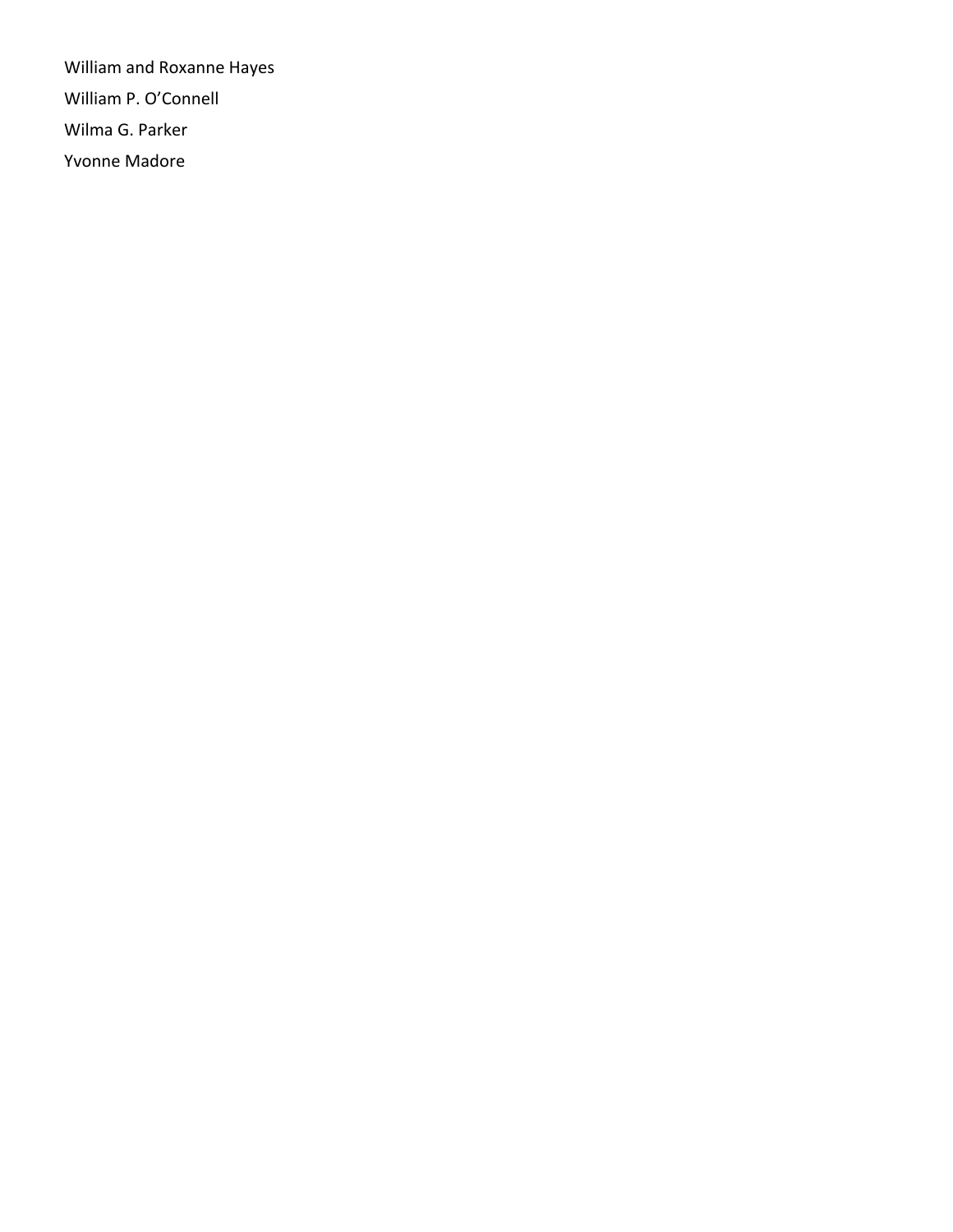William and Roxanne Hayes

William P. O'Connell

Wilma G. Parker

Yvonne Madore